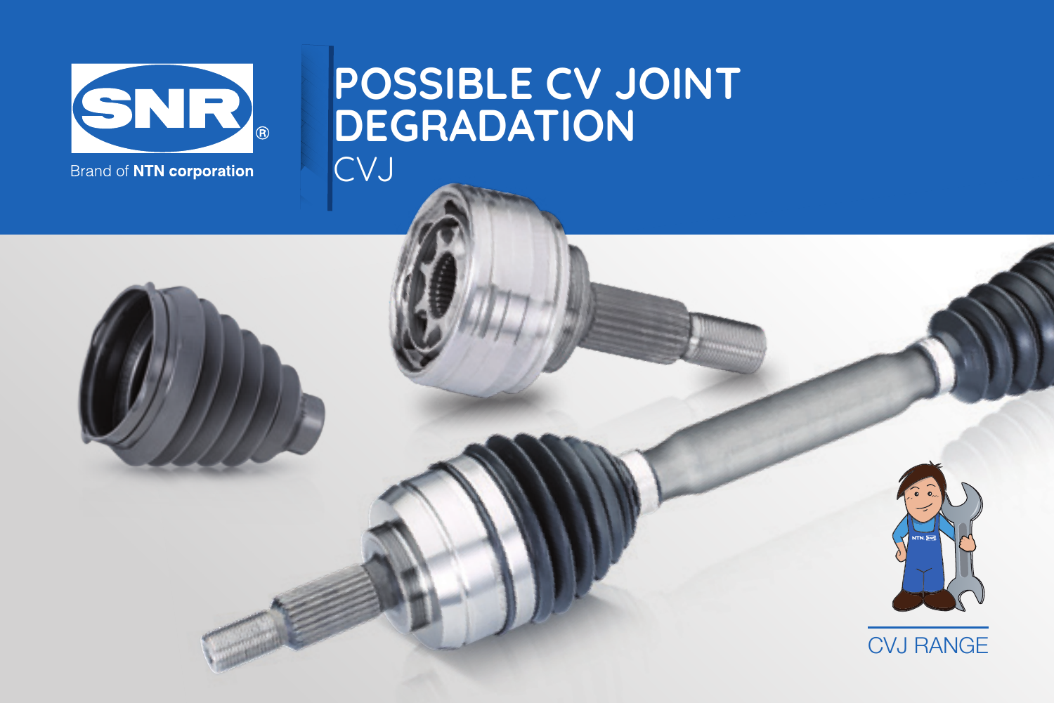SNR®

Brand of **NTN corporation**

# POSSIBLE CV JOINT DEGRADATION

CVJ

CVJ RANGE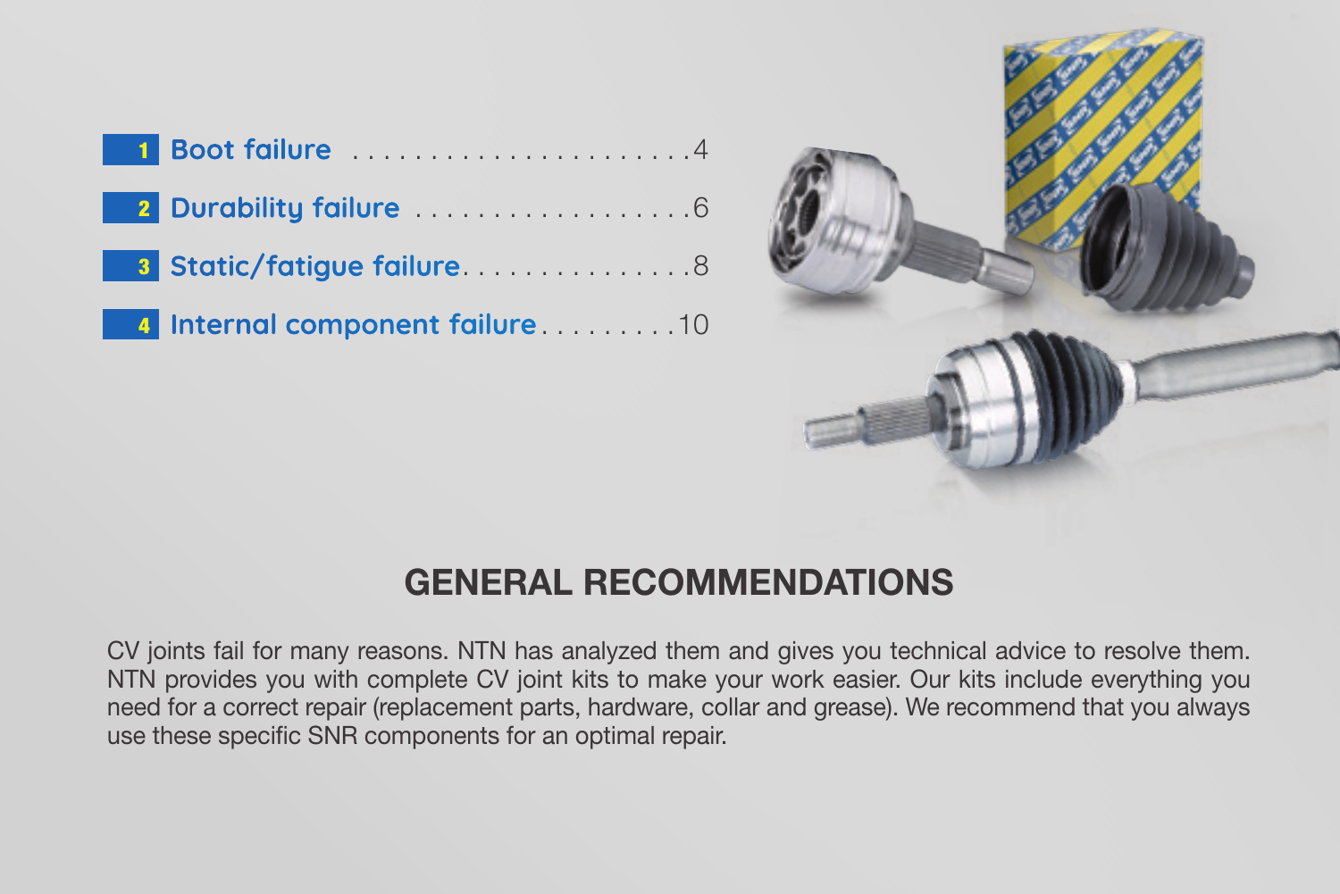1. Boot failure ....................... 4
2. Durability failure .................. 6
3. Static/fatigue failure ............... 8
4. Internal component failure ......... 10

## GENERAL RECOMMENDATIONS

CV joints fail for many reasons. NTN has analyzed them and gives you technical advice to resolve them. NTN provides you with complete CV joint kits to make your work easier. Our kits include everything you need for a correct repair (replacement parts, hardware, collar and grease). We recommend that you always use these specific SNR components for an optimal repair.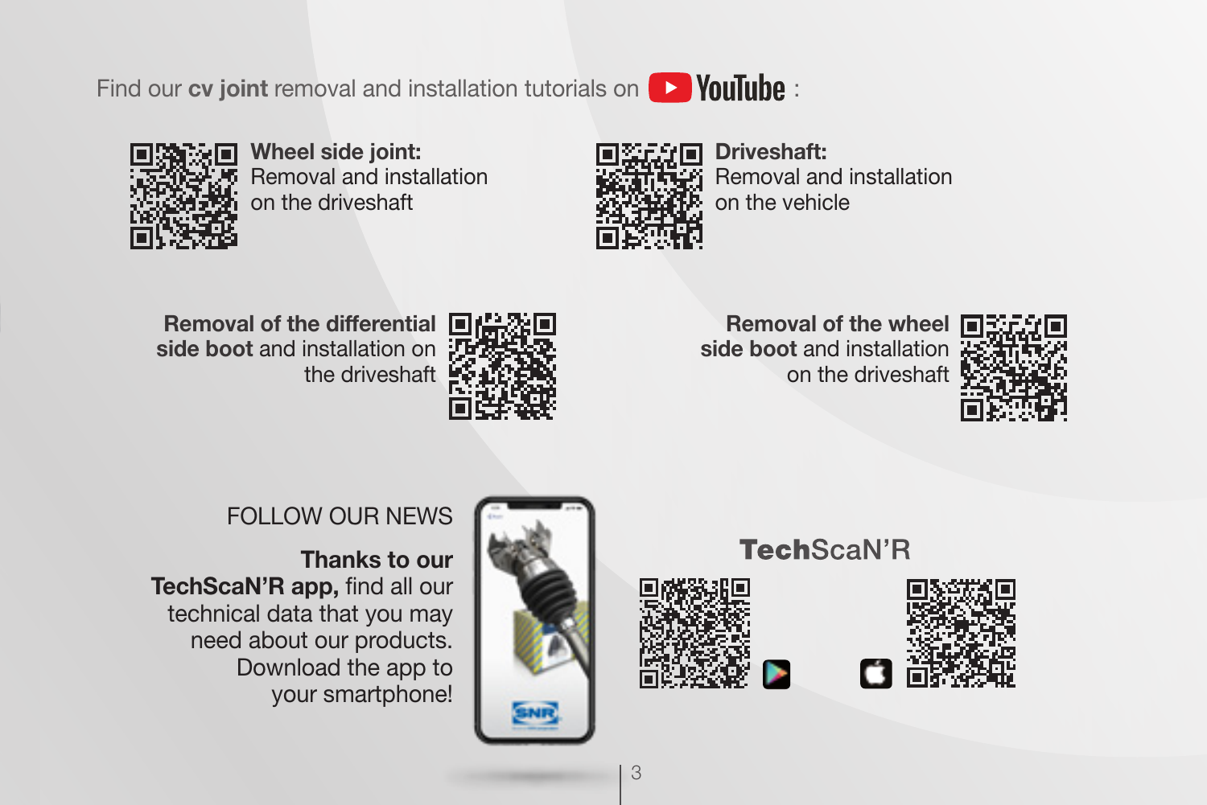Find our **cv joint** removal and installation tutorials on YouTube :

**Wheel side joint:**
Removal and installation on the driveshaft

**Driveshaft:**
Removal and installation on the vehicle

**Removal of the differential side boot** and installation on the driveshaft

**Removal of the wheel side boot** and installation on the driveshaft

FOLLOW OUR NEWS

**Thanks to our TechScaN'R app,** find all our technical data that you may need about our products. Download the app to your smartphone!

TechScaN'R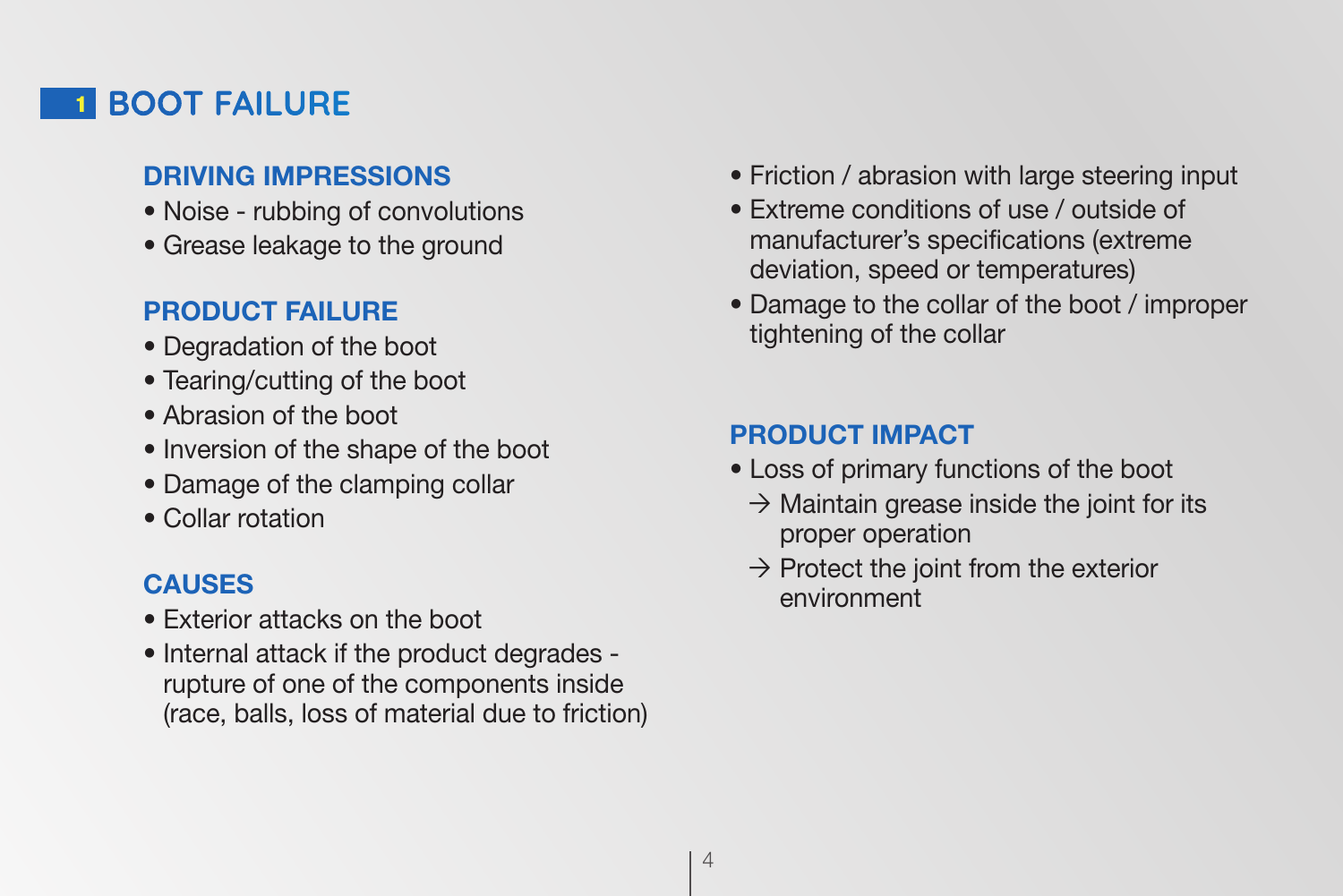# 1 BOOT FAILURE

### DRIVING IMPRESSIONS

- Noise - rubbing of convolutions
- Grease leakage to the ground

### PRODUCT FAILURE

- Degradation of the boot
- Tearing/cutting of the boot
- Abrasion of the boot
- Inversion of the shape of the boot
- Damage of the clamping collar
- Collar rotation

### CAUSES

- Exterior attacks on the boot
- Internal attack if the product degrades - rupture of one of the components inside (race, balls, loss of material due to friction)
- Friction / abrasion with large steering input
- Extreme conditions of use / outside of manufacturer's specifications (extreme deviation, speed or temperatures)
- Damage to the collar of the boot / improper tightening of the collar

### PRODUCT IMPACT

- Loss of primary functions of the boot
  - → Maintain grease inside the joint for its proper operation
  - → Protect the joint from the exterior environment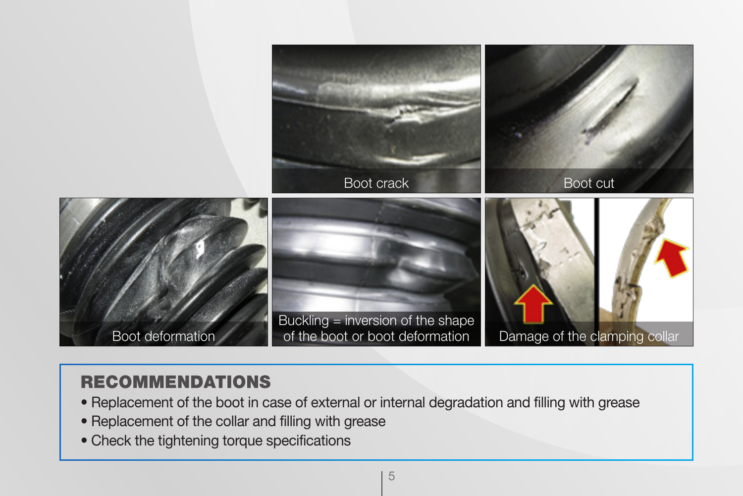Boot crack

Boot cut

Boot deformation

Buckling = inversion of the shape of the boot or boot deformation

Damage of the clamping collar

## RECOMMENDATIONS

- Replacement of the boot in case of external or internal degradation and filling with grease
- Replacement of the collar and filling with grease
- Check the tightening torque specifications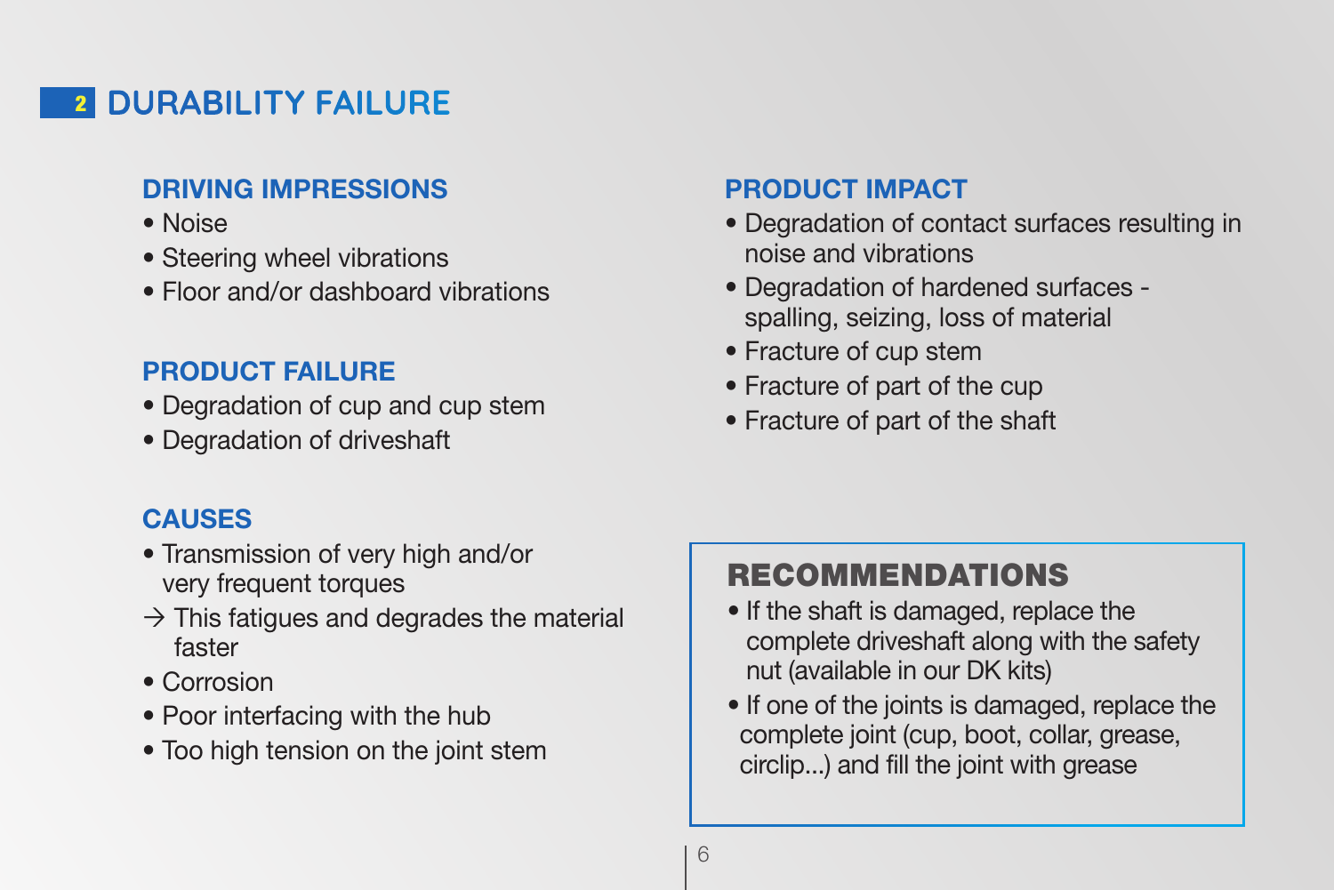## 2 DURABILITY FAILURE

### DRIVING IMPRESSIONS

- Noise
- Steering wheel vibrations
- Floor and/or dashboard vibrations

### PRODUCT FAILURE

- Degradation of cup and cup stem
- Degradation of driveshaft

### CAUSES

- Transmission of very high and/or very frequent torques
  → This fatigues and degrades the material faster
- Corrosion
- Poor interfacing with the hub
- Too high tension on the joint stem

### PRODUCT IMPACT

- Degradation of contact surfaces resulting in noise and vibrations
- Degradation of hardened surfaces - spalling, seizing, loss of material
- Fracture of cup stem
- Fracture of part of the cup
- Fracture of part of the shaft

### RECOMMENDATIONS

- If the shaft is damaged, replace the complete driveshaft along with the safety nut (available in our DK kits)
- If one of the joints is damaged, replace the complete joint (cup, boot, collar, grease, circlip...) and fill the joint with grease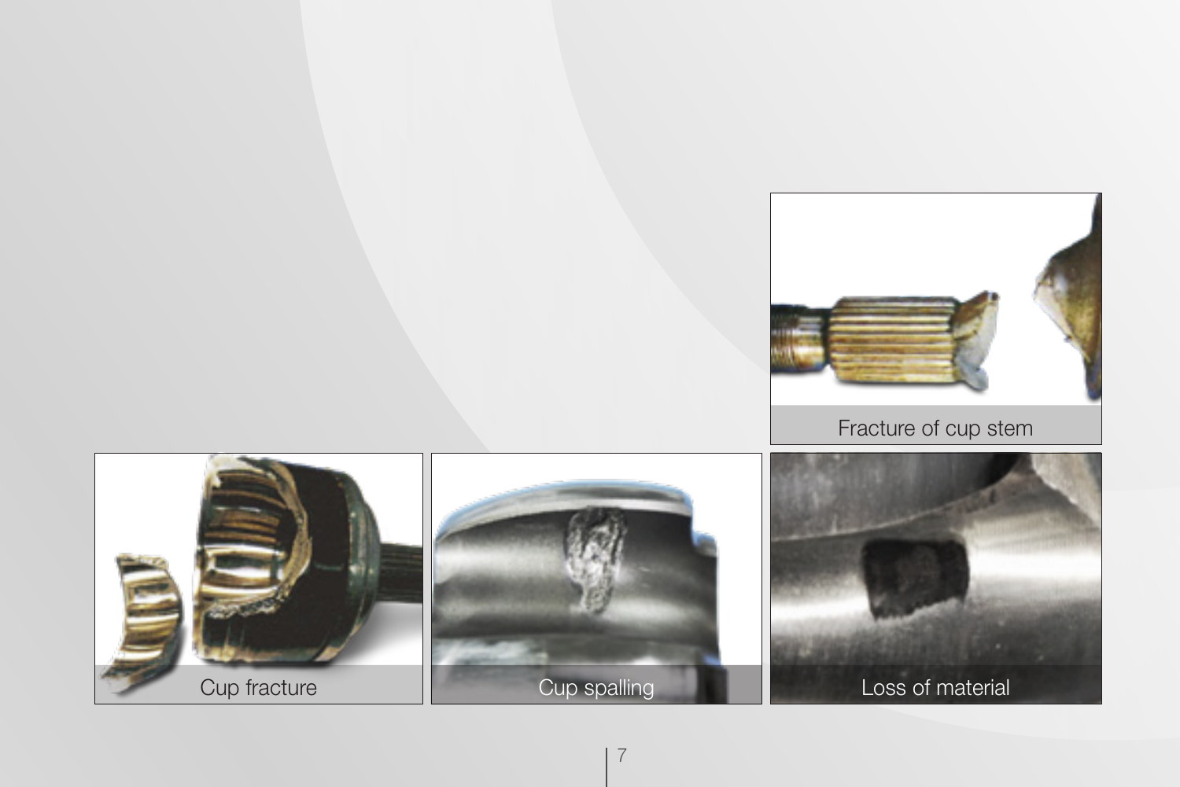Fracture of cup stem

Cup fracture

Cup spalling

Loss of material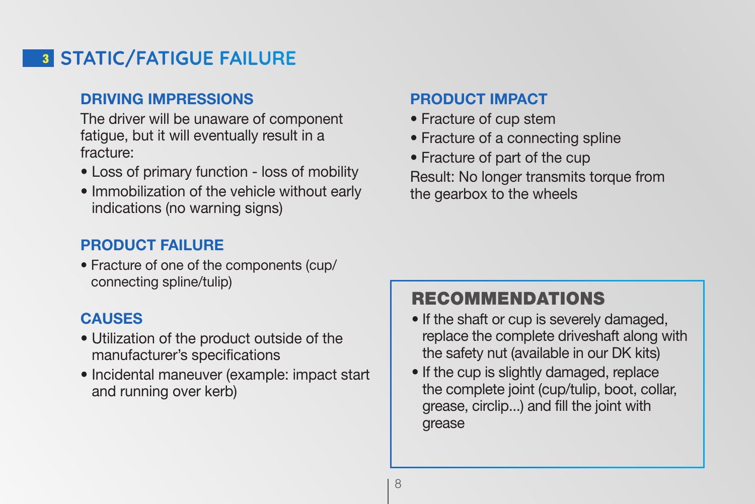## 3 STATIC/FATIGUE FAILURE

### DRIVING IMPRESSIONS

The driver will be unaware of component fatigue, but it will eventually result in a fracture:

- Loss of primary function - loss of mobility
- Immobilization of the vehicle without early indications (no warning signs)

### PRODUCT FAILURE

- Fracture of one of the components (cup/connecting spline/tulip)

### CAUSES

- Utilization of the product outside of the manufacturer's specifications
- Incidental maneuver (example: impact start and running over kerb)

### PRODUCT IMPACT

- Fracture of cup stem
- Fracture of a connecting spline
- Fracture of part of the cup

Result: No longer transmits torque from the gearbox to the wheels

### RECOMMENDATIONS

- If the shaft or cup is severely damaged, replace the complete driveshaft along with the safety nut (available in our DK kits)
- If the cup is slightly damaged, replace the complete joint (cup/tulip, boot, collar, grease, circlip...) and fill the joint with grease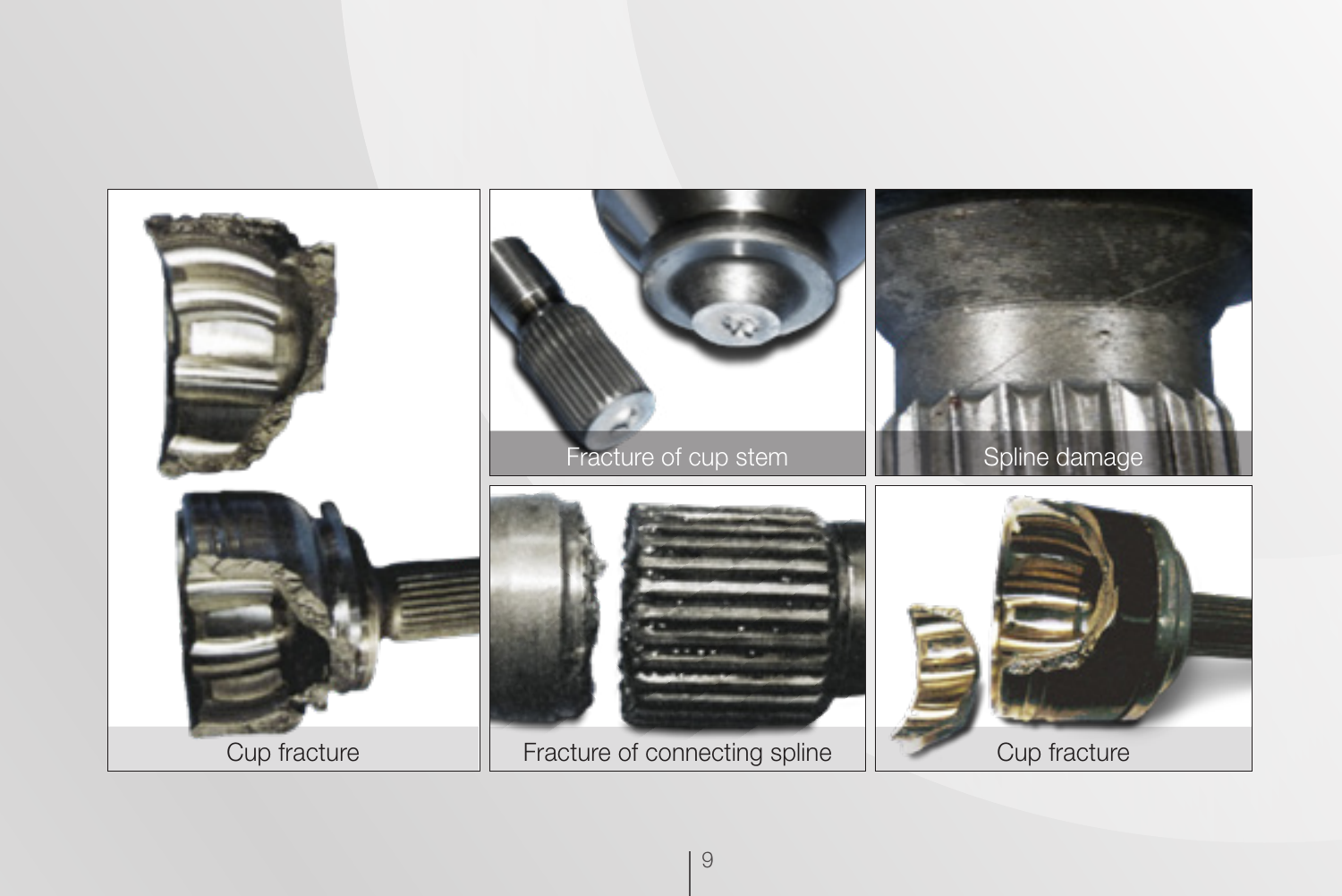Cup fracture

Fracture of cup stem

Spline damage

Fracture of connecting spline

Cup fracture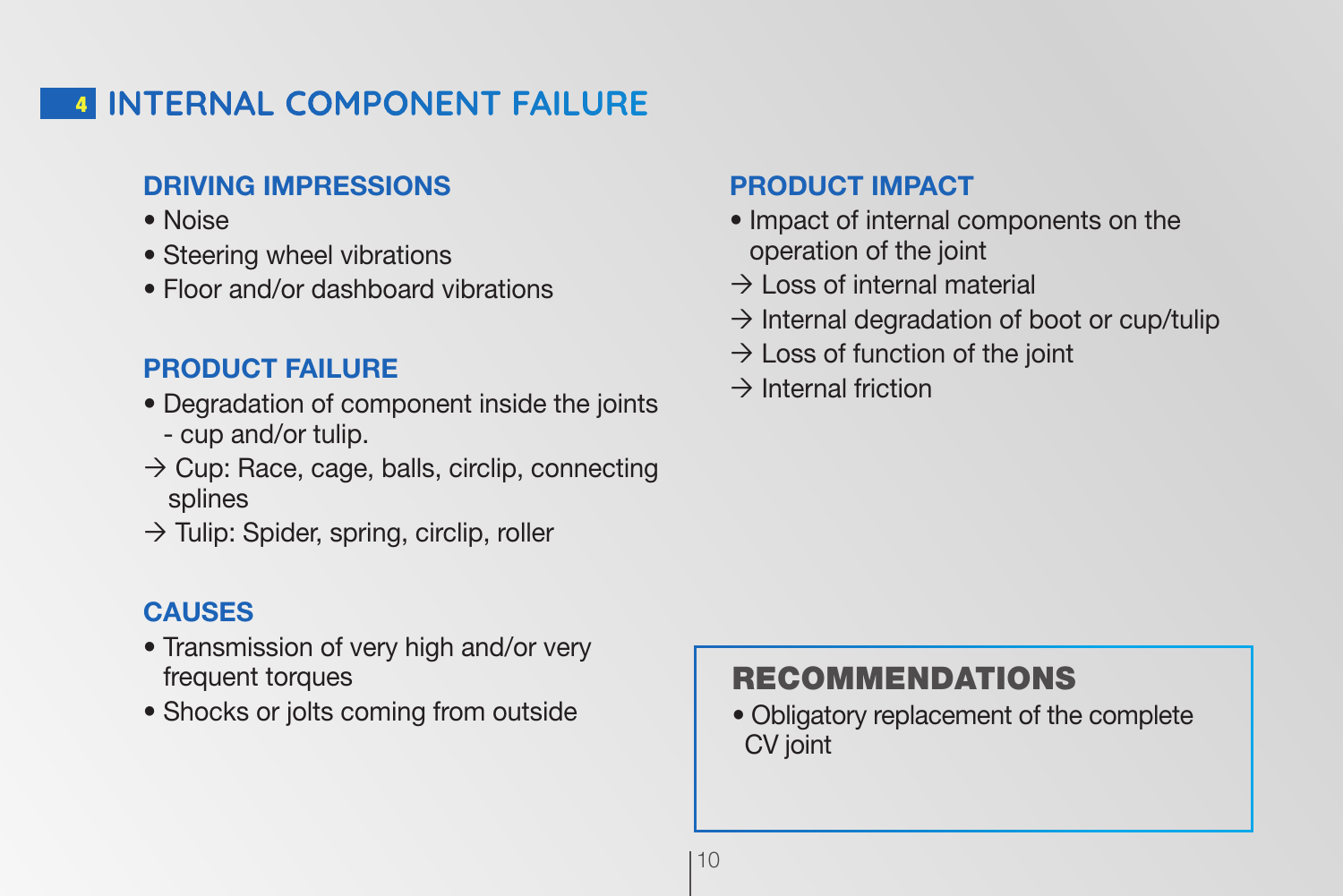## 4 INTERNAL COMPONENT FAILURE

### DRIVING IMPRESSIONS

- Noise
- Steering wheel vibrations
- Floor and/or dashboard vibrations

### PRODUCT FAILURE

- Degradation of component inside the joints - cup and/or tulip.

→ Cup: Race, cage, balls, circlip, connecting splines

→ Tulip: Spider, spring, circlip, roller

### CAUSES

- Transmission of very high and/or very frequent torques
- Shocks or jolts coming from outside

### PRODUCT IMPACT

- Impact of internal components on the operation of the joint

→ Loss of internal material

→ Internal degradation of boot or cup/tulip

→ Loss of function of the joint

→ Internal friction

### RECOMMENDATIONS

- Obligatory replacement of the complete CV joint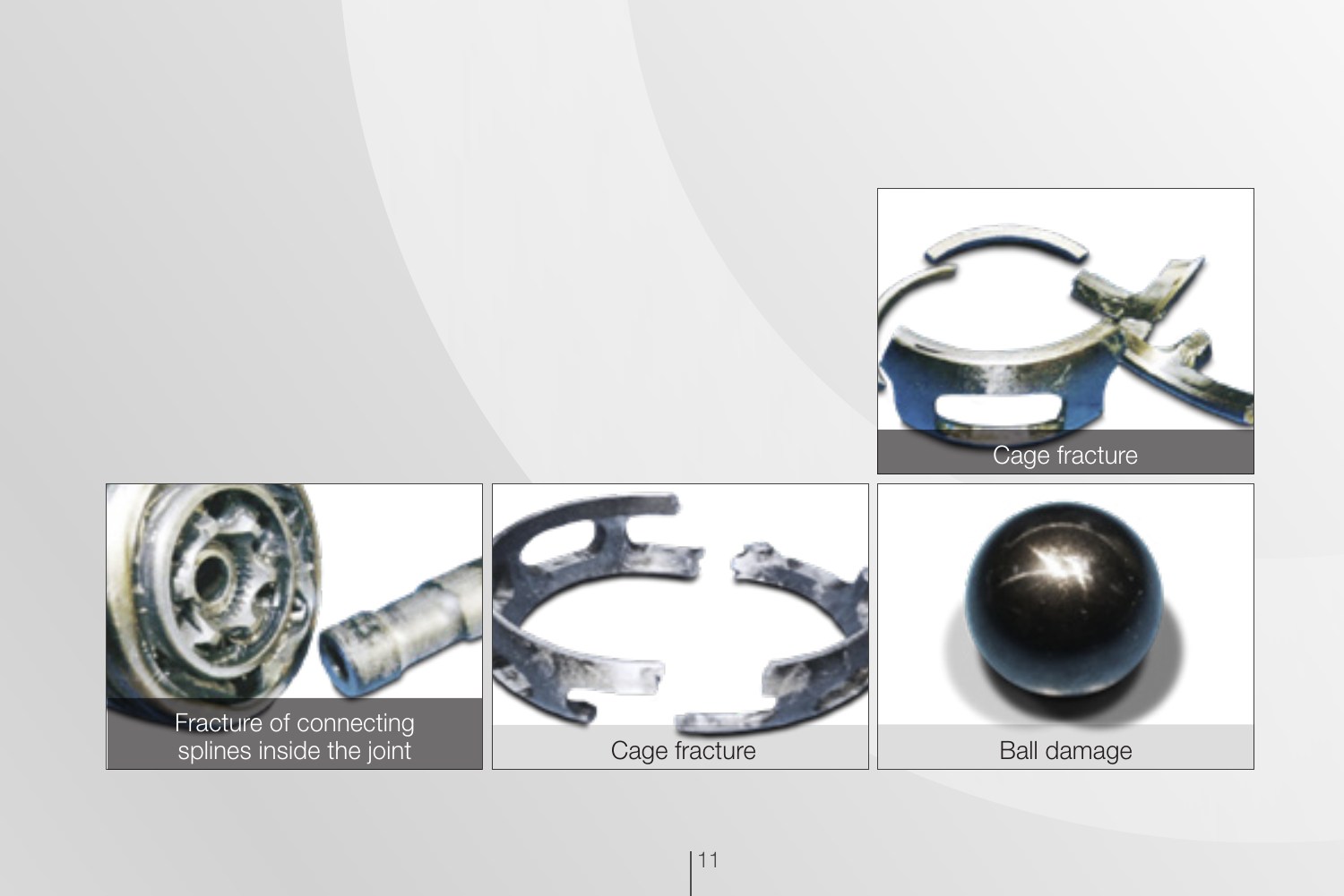Cage fracture

Fracture of connecting splines inside the joint

Cage fracture

Ball damage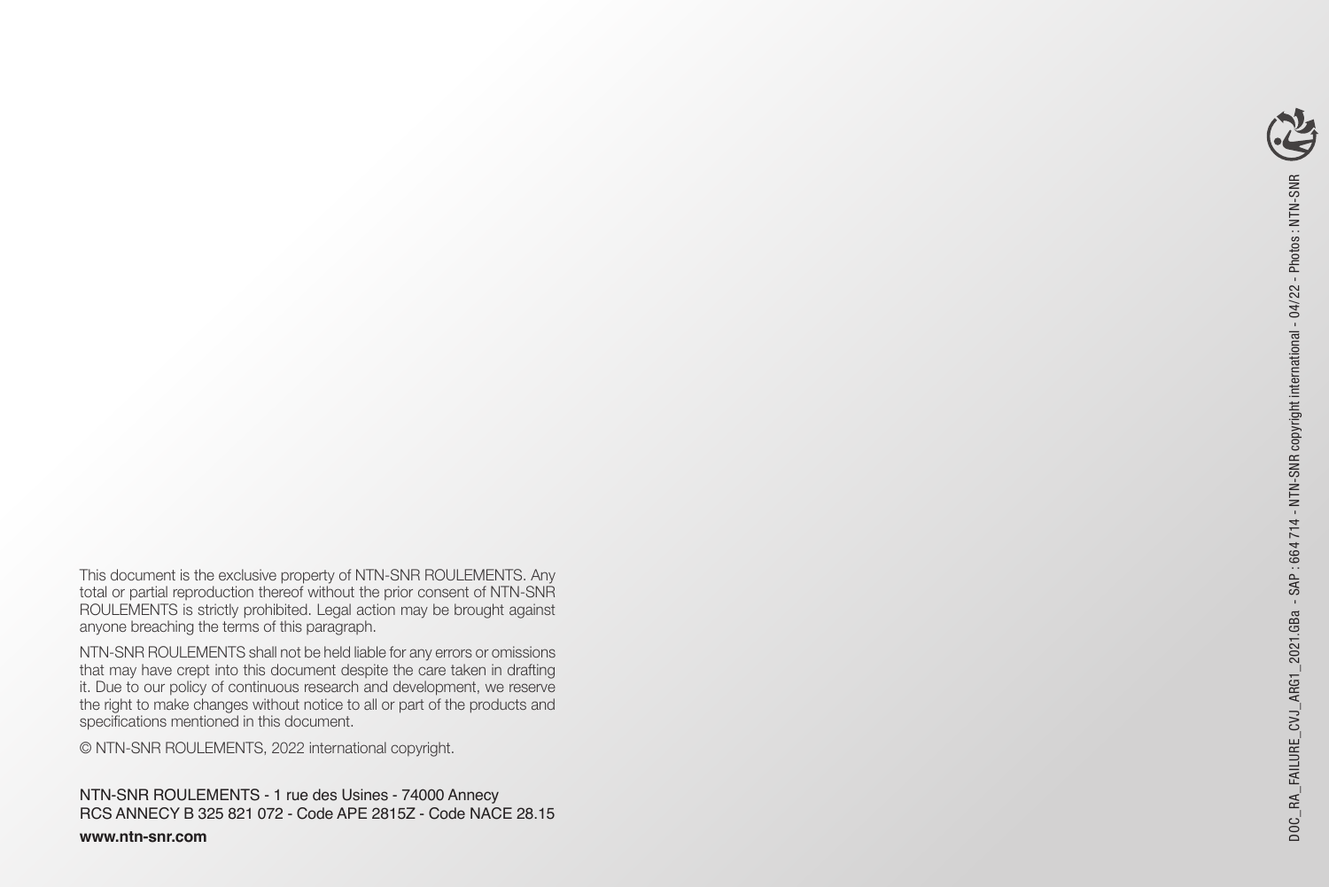This document is the exclusive property of NTN-SNR ROULEMENTS. Any total or partial reproduction thereof without the prior consent of NTN-SNR ROULEMENTS is strictly prohibited. Legal action may be brought against anyone breaching the terms of this paragraph.

NTN-SNR ROULEMENTS shall not be held liable for any errors or omissions that may have crept into this document despite the care taken in drafting it. Due to our policy of continuous research and development, we reserve the right to make changes without notice to all or part of the products and specifications mentioned in this document.

© NTN-SNR ROULEMENTS, 2022 international copyright.

NTN-SNR ROULEMENTS - 1 rue des Usines - 74000 Annecy
RCS ANNECY B 325 821 072 - Code APE 2815Z - Code NACE 28.15

**www.ntn-snr.com**

DOC_RA_FAILURE_CVJ_ARG1_2021.GBa - SAP : 664 714 - NTN-SNR copyright international - 04/22 - Photos : NTN-SNR